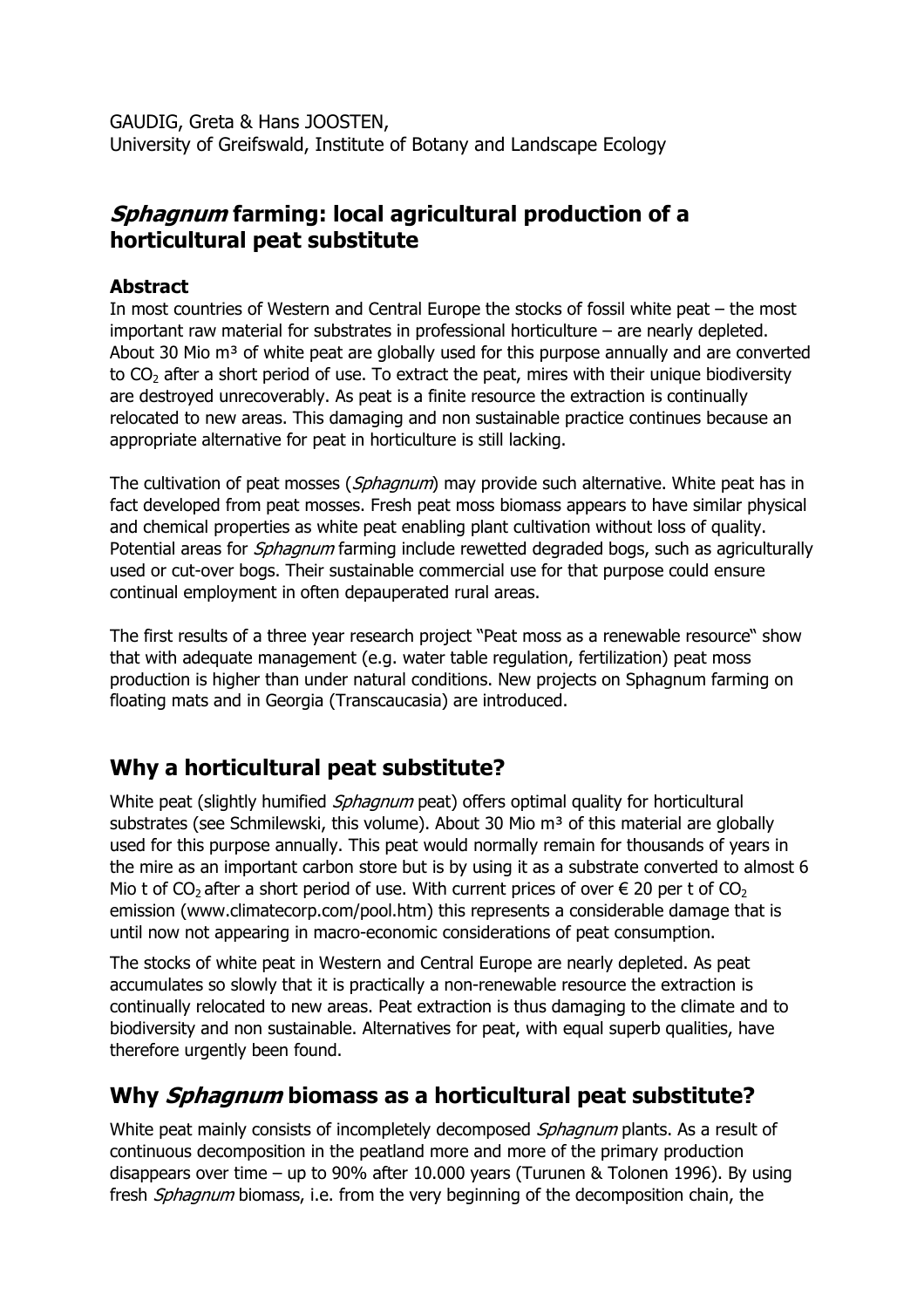GAUDIG, Greta & Hans JOOSTEN,
University of Greifswald, Institute of Botany and Landscape Ecology

# *Sphagnum* farming: local agricultural production of a horticultural peat substitute

### Abstract

In most countries of Western and Central Europe the stocks of fossil white peat – the most important raw material for substrates in professional horticulture – are nearly depleted. About 30 Mio m³ of white peat are globally used for this purpose annually and are converted to $CO_2$ after a short period of use. To extract the peat, mires with their unique biodiversity are destroyed unrecoverably. As peat is a finite resource the extraction is continually relocated to new areas. This damaging and non sustainable practice continues because an appropriate alternative for peat in horticulture is still lacking.

The cultivation of peat mosses (*Sphagnum*) may provide such alternative. White peat has in fact developed from peat mosses. Fresh peat moss biomass appears to have similar physical and chemical properties as white peat enabling plant cultivation without loss of quality. Potential areas for *Sphagnum* farming include rewetted degraded bogs, such as agriculturally used or cut-over bogs. Their sustainable commercial use for that purpose could ensure continual employment in often depauperated rural areas.

The first results of a three year research project "Peat moss as a renewable resource" show that with adequate management (e.g. water table regulation, fertilization) peat moss production is higher than under natural conditions. New projects on Sphagnum farming on floating mats and in Georgia (Transcaucasia) are introduced.

## Why a horticultural peat substitute?

White peat (slightly humified *Sphagnum* peat) offers optimal quality for horticultural substrates (see Schmilewski, this volume). About 30 Mio m³ of this material are globally used for this purpose annually. This peat would normally remain for thousands of years in the mire as an important carbon store but is by using it as a substrate converted to almost 6 Mio t of $CO_2$ after a short period of use. With current prices of over € 20 per t of $CO_2$ emission (www.climatecorp.com/pool.htm) this represents a considerable damage that is until now not appearing in macro-economic considerations of peat consumption.

The stocks of white peat in Western and Central Europe are nearly depleted. As peat accumulates so slowly that it is practically a non-renewable resource the extraction is continually relocated to new areas. Peat extraction is thus damaging to the climate and to biodiversity and non sustainable. Alternatives for peat, with equal superb qualities, have therefore urgently been found.

## Why *Sphagnum* biomass as a horticultural peat substitute?

White peat mainly consists of incompletely decomposed *Sphagnum* plants. As a result of continuous decomposition in the peatland more and more of the primary production disappears over time – up to 90% after 10.000 years (Turunen & Tolonen 1996). By using fresh *Sphagnum* biomass, i.e. from the very beginning of the decomposition chain, the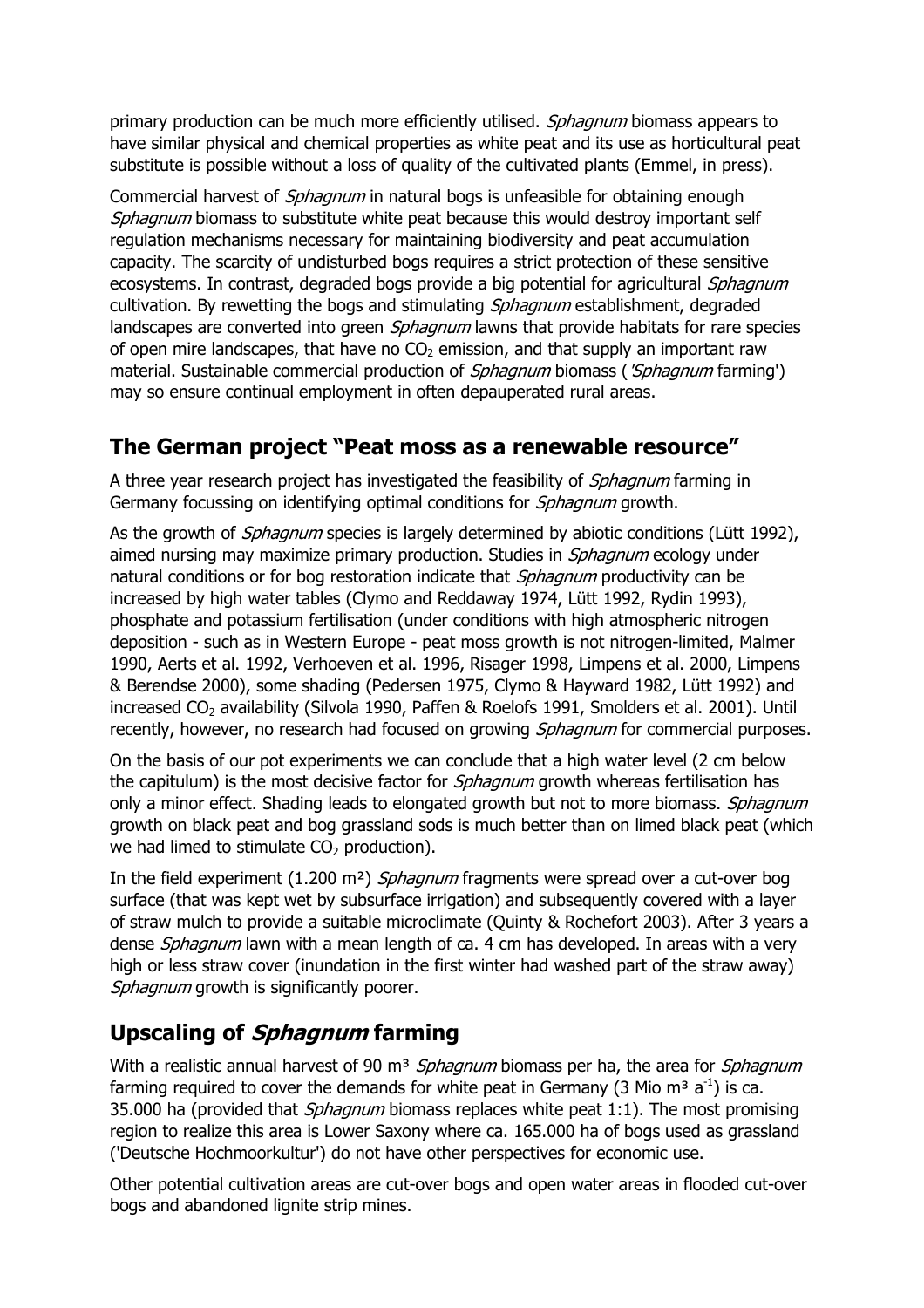primary production can be much more efficiently utilised. *Sphagnum* biomass appears to have similar physical and chemical properties as white peat and its use as horticultural peat substitute is possible without a loss of quality of the cultivated plants (Emmel, in press).

Commercial harvest of *Sphagnum* in natural bogs is unfeasible for obtaining enough *Sphagnum* biomass to substitute white peat because this would destroy important self regulation mechanisms necessary for maintaining biodiversity and peat accumulation capacity. The scarcity of undisturbed bogs requires a strict protection of these sensitive ecosystems. In contrast, degraded bogs provide a big potential for agricultural *Sphagnum* cultivation. By rewetting the bogs and stimulating *Sphagnum* establishment, degraded landscapes are converted into green *Sphagnum* lawns that provide habitats for rare species of open mire landscapes, that have no $CO_2$ emission, and that supply an important raw material. Sustainable commercial production of *Sphagnum* biomass ('*Sphagnum* farming') may so ensure continual employment in often depauperated rural areas.

## The German project "Peat moss as a renewable resource"

A three year research project has investigated the feasibility of *Sphagnum* farming in Germany focussing on identifying optimal conditions for *Sphagnum* growth.

As the growth of *Sphagnum* species is largely determined by abiotic conditions (Lütt 1992), aimed nursing may maximize primary production. Studies in *Sphagnum* ecology under natural conditions or for bog restoration indicate that *Sphagnum* productivity can be increased by high water tables (Clymo and Reddaway 1974, Lütt 1992, Rydin 1993), phosphate and potassium fertilisation (under conditions with high atmospheric nitrogen deposition - such as in Western Europe - peat moss growth is not nitrogen-limited, Malmer 1990, Aerts et al. 1992, Verhoeven et al. 1996, Risager 1998, Limpens et al. 2000, Limpens & Berendse 2000), some shading (Pedersen 1975, Clymo & Hayward 1982, Lütt 1992) and increased $CO_2$ availability (Silvola 1990, Paffen & Roelofs 1991, Smolders et al. 2001). Until recently, however, no research had focused on growing *Sphagnum* for commercial purposes.

On the basis of our pot experiments we can conclude that a high water level (2 cm below the capitulum) is the most decisive factor for *Sphagnum* growth whereas fertilisation has only a minor effect. Shading leads to elongated growth but not to more biomass. *Sphagnum* growth on black peat and bog grassland sods is much better than on limed black peat (which we had limed to stimulate $CO_2$ production).

In the field experiment (1.200 m²) *Sphagnum* fragments were spread over a cut-over bog surface (that was kept wet by subsurface irrigation) and subsequently covered with a layer of straw mulch to provide a suitable microclimate (Quinty & Rochefort 2003). After 3 years a dense *Sphagnum* lawn with a mean length of ca. 4 cm has developed. In areas with a very high or less straw cover (inundation in the first winter had washed part of the straw away) *Sphagnum* growth is significantly poorer.

## Upscaling of *Sphagnum* farming

With a realistic annual harvest of 90 m³ *Sphagnum* biomass per ha, the area for *Sphagnum* farming required to cover the demands for white peat in Germany (3 Mio $m^3\ a^{-1}$) is ca. 35.000 ha (provided that *Sphagnum* biomass replaces white peat 1:1). The most promising region to realize this area is Lower Saxony where ca. 165.000 ha of bogs used as grassland ('Deutsche Hochmoorkultur') do not have other perspectives for economic use.

Other potential cultivation areas are cut-over bogs and open water areas in flooded cut-over bogs and abandoned lignite strip mines.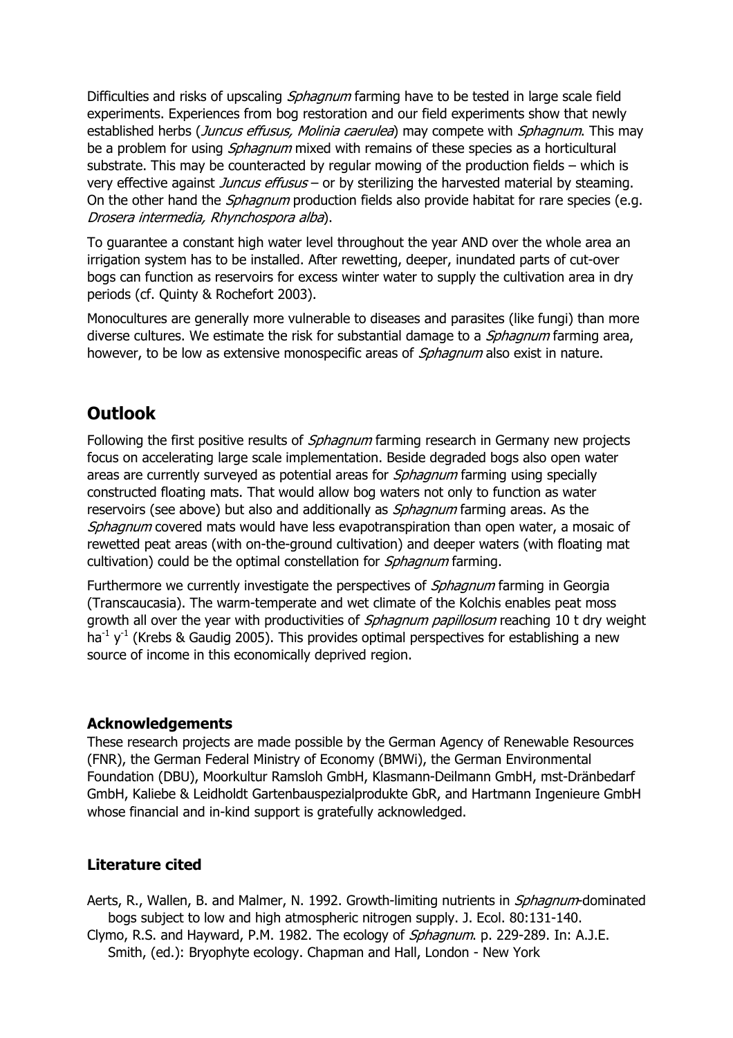Difficulties and risks of upscaling *Sphagnum* farming have to be tested in large scale field experiments. Experiences from bog restoration and our field experiments show that newly established herbs (*Juncus effusus, Molinia caerulea*) may compete with *Sphagnum*. This may be a problem for using *Sphagnum* mixed with remains of these species as a horticultural substrate. This may be counteracted by regular mowing of the production fields – which is very effective against *Juncus effusus* – or by sterilizing the harvested material by steaming. On the other hand the *Sphagnum* production fields also provide habitat for rare species (e.g. *Drosera intermedia, Rhynchospora alba*).

To guarantee a constant high water level throughout the year AND over the whole area an irrigation system has to be installed. After rewetting, deeper, inundated parts of cut-over bogs can function as reservoirs for excess winter water to supply the cultivation area in dry periods (cf. Quinty & Rochefort 2003).

Monocultures are generally more vulnerable to diseases and parasites (like fungi) than more diverse cultures. We estimate the risk for substantial damage to a *Sphagnum* farming area, however, to be low as extensive monospecific areas of *Sphagnum* also exist in nature.

## Outlook

Following the first positive results of *Sphagnum* farming research in Germany new projects focus on accelerating large scale implementation. Beside degraded bogs also open water areas are currently surveyed as potential areas for *Sphagnum* farming using specially constructed floating mats. That would allow bog waters not only to function as water reservoirs (see above) but also and additionally as *Sphagnum* farming areas. As the *Sphagnum* covered mats would have less evapotranspiration than open water, a mosaic of rewetted peat areas (with on-the-ground cultivation) and deeper waters (with floating mat cultivation) could be the optimal constellation for *Sphagnum* farming.

Furthermore we currently investigate the perspectives of *Sphagnum* farming in Georgia (Transcaucasia). The warm-temperate and wet climate of the Kolchis enables peat moss growth all over the year with productivities of *Sphagnum papillosum* reaching 10 t dry weight $ha^{-1}$ $y^{-1}$ (Krebs & Gaudig 2005). This provides optimal perspectives for establishing a new source of income in this economically deprived region.

### Acknowledgements

These research projects are made possible by the German Agency of Renewable Resources (FNR), the German Federal Ministry of Economy (BMWi), the German Environmental Foundation (DBU), Moorkultur Ramsloh GmbH, Klasmann-Deilmann GmbH, mst-Dränbedarf GmbH, Kaliebe & Leidholdt Gartenbauspezialprodukte GbR, and Hartmann Ingenieure GmbH whose financial and in-kind support is gratefully acknowledged.

### Literature cited

Aerts, R., Wallen, B. and Malmer, N. 1992. Growth-limiting nutrients in *Sphagnum*-dominated bogs subject to low and high atmospheric nitrogen supply. J. Ecol. 80:131-140.

Clymo, R.S. and Hayward, P.M. 1982. The ecology of *Sphagnum*. p. 229-289. In: A.J.E. Smith, (ed.): Bryophyte ecology. Chapman and Hall, London - New York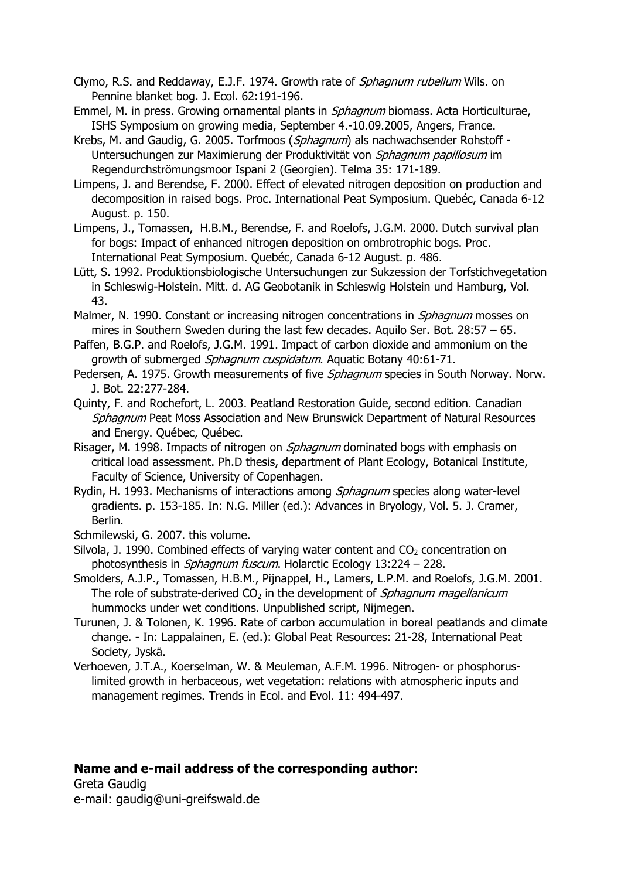Clymo, R.S. and Reddaway, E.J.F. 1974. Growth rate of *Sphagnum rubellum* Wils. on Pennine blanket bog. J. Ecol. 62:191-196.

Emmel, M. in press. Growing ornamental plants in *Sphagnum* biomass. Acta Horticulturae, ISHS Symposium on growing media, September 4.-10.09.2005, Angers, France.

Krebs, M. and Gaudig, G. 2005. Torfmoos (*Sphagnum*) als nachwachsender Rohstoff - Untersuchungen zur Maximierung der Produktivität von *Sphagnum papillosum* im Regendurchströmungsmoor Ispani 2 (Georgien). Telma 35: 171-189.

Limpens, J. and Berendse, F. 2000. Effect of elevated nitrogen deposition on production and decomposition in raised bogs. Proc. International Peat Symposium. Quebéc, Canada 6-12 August. p. 150.

Limpens, J., Tomassen, H.B.M., Berendse, F. and Roelofs, J.G.M. 2000. Dutch survival plan for bogs: Impact of enhanced nitrogen deposition on ombrotrophic bogs. Proc. International Peat Symposium. Quebéc, Canada 6-12 August. p. 486.

Lütt, S. 1992. Produktionsbiologische Untersuchungen zur Sukzession der Torfstichvegetation in Schleswig-Holstein. Mitt. d. AG Geobotanik in Schleswig Holstein und Hamburg, Vol. 43.

Malmer, N. 1990. Constant or increasing nitrogen concentrations in *Sphagnum* mosses on mires in Southern Sweden during the last few decades. Aquilo Ser. Bot. 28:57 – 65.

Paffen, B.G.P. and Roelofs, J.G.M. 1991. Impact of carbon dioxide and ammonium on the growth of submerged *Sphagnum cuspidatum*. Aquatic Botany 40:61-71.

Pedersen, A. 1975. Growth measurements of five *Sphagnum* species in South Norway. Norw. J. Bot. 22:277-284.

Quinty, F. and Rochefort, L. 2003. Peatland Restoration Guide, second edition. Canadian *Sphagnum* Peat Moss Association and New Brunswick Department of Natural Resources and Energy. Québec, Québec.

Risager, M. 1998. Impacts of nitrogen on *Sphagnum* dominated bogs with emphasis on critical load assessment. Ph.D thesis, department of Plant Ecology, Botanical Institute, Faculty of Science, University of Copenhagen.

Rydin, H. 1993. Mechanisms of interactions among *Sphagnum* species along water-level gradients. p. 153-185. In: N.G. Miller (ed.): Advances in Bryology, Vol. 5. J. Cramer, Berlin.

Schmilewski, G. 2007. this volume.

Silvola, J. 1990. Combined effects of varying water content and $CO_2$ concentration on photosynthesis in *Sphagnum fuscum*. Holarctic Ecology 13:224 – 228.

Smolders, A.J.P., Tomassen, H.B.M., Pijnappel, H., Lamers, L.P.M. and Roelofs, J.G.M. 2001. The role of substrate-derived $CO_2$ in the development of *Sphagnum magellanicum* hummocks under wet conditions. Unpublished script, Nijmegen.

Turunen, J. & Tolonen, K. 1996. Rate of carbon accumulation in boreal peatlands and climate change. - In: Lappalainen, E. (ed.): Global Peat Resources: 21-28, International Peat Society, Jyskä.

Verhoeven, J.T.A., Koerselman, W. & Meuleman, A.F.M. 1996. Nitrogen- or phosphorus-limited growth in herbaceous, wet vegetation: relations with atmospheric inputs and management regimes. Trends in Ecol. and Evol. 11: 494-497.

**Name and e-mail address of the corresponding author:**

Greta Gaudig
e-mail: gaudig@uni-greifswald.de